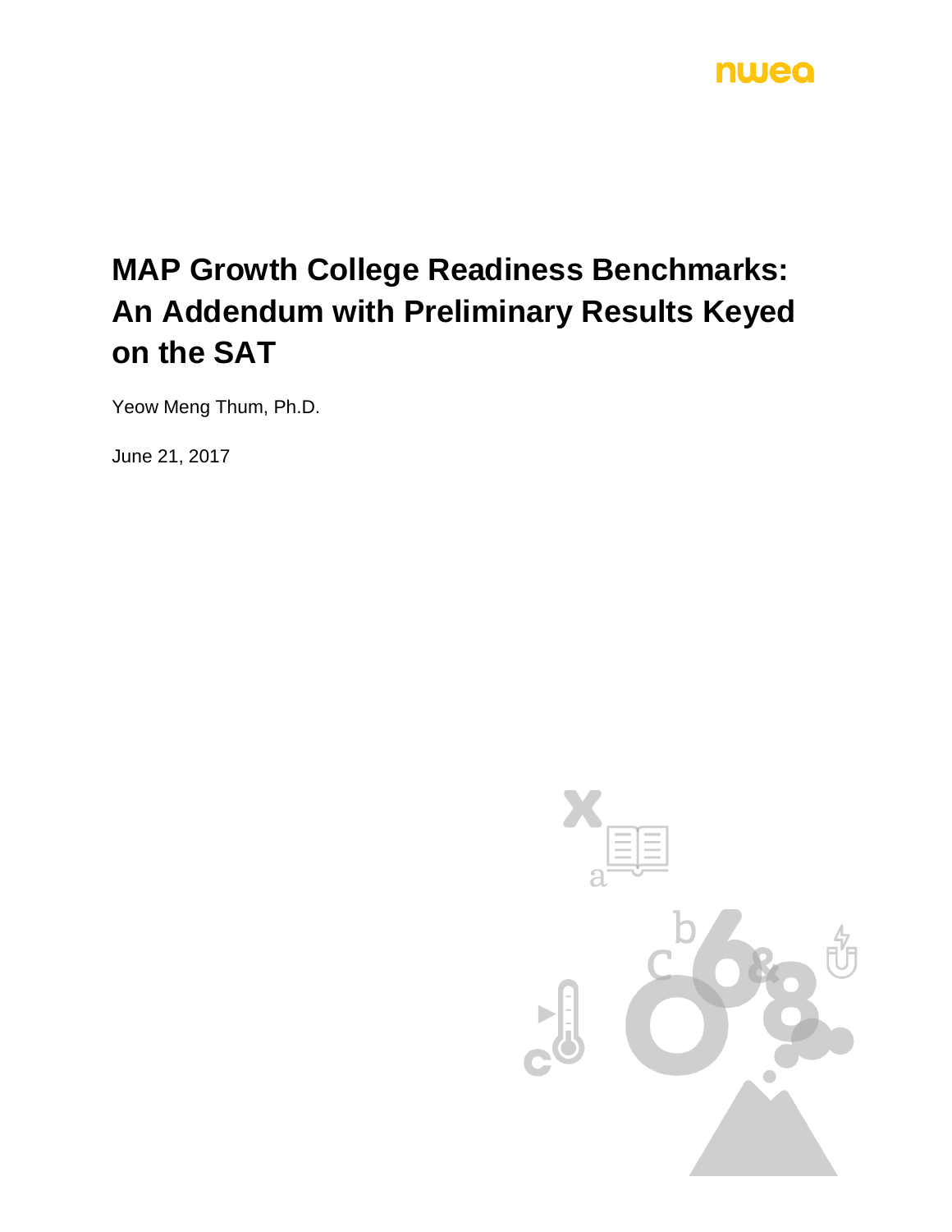# MAP Growth College Readiness Benchmarks: An Addendum with Preliminary Results Keyed on the SAT

Yeow Meng Thum, Ph.D.

June 21, 2017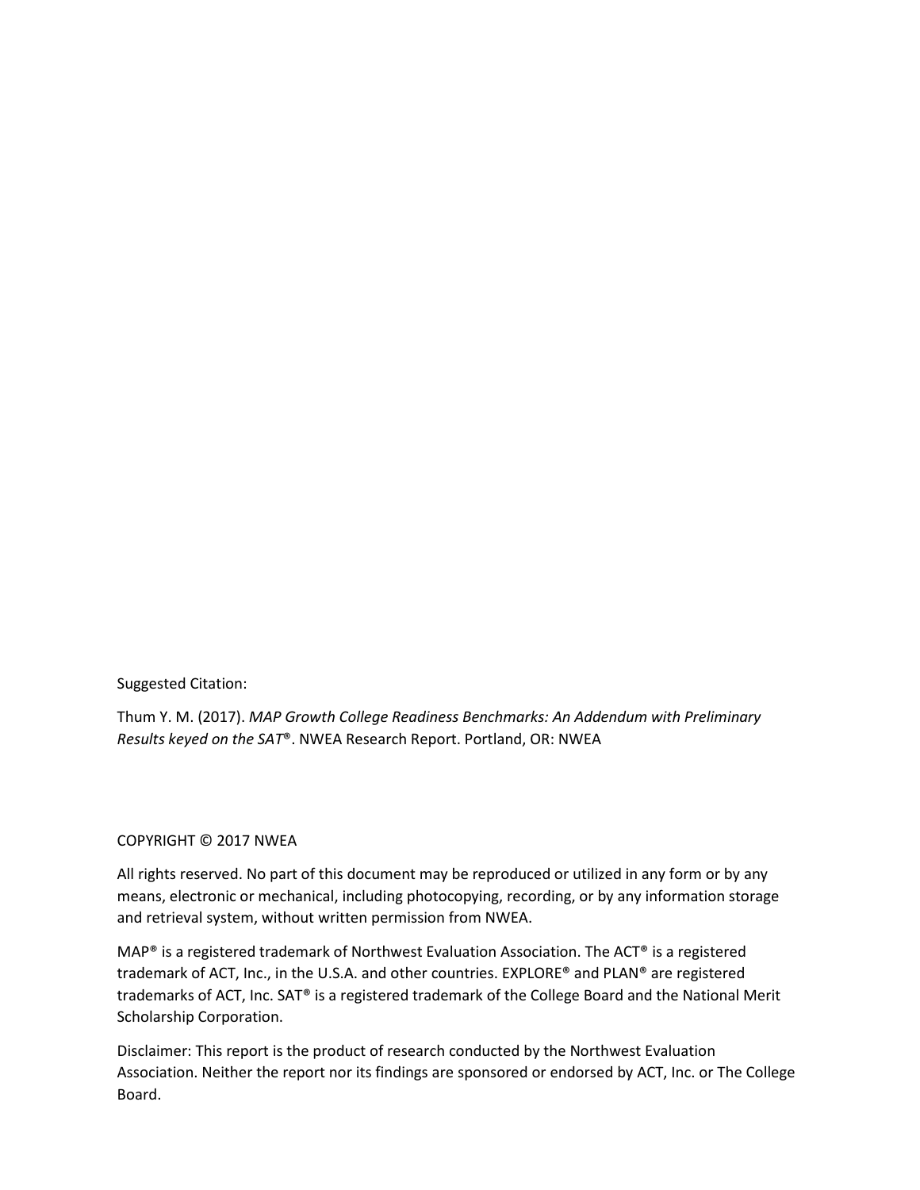Suggested Citation:

Thum Y. M. (2017). *MAP Growth College Readiness Benchmarks: An Addendum with Preliminary Results keyed on the SAT®*. NWEA Research Report. Portland, OR: NWEA

COPYRIGHT © 2017 NWEA

All rights reserved. No part of this document may be reproduced or utilized in any form or by any means, electronic or mechanical, including photocopying, recording, or by any information storage and retrieval system, without written permission from NWEA.

MAP® is a registered trademark of Northwest Evaluation Association. The ACT® is a registered trademark of ACT, Inc., in the U.S.A. and other countries. EXPLORE® and PLAN® are registered trademarks of ACT, Inc. SAT® is a registered trademark of the College Board and the National Merit Scholarship Corporation.

Disclaimer: This report is the product of research conducted by the Northwest Evaluation Association. Neither the report nor its findings are sponsored or endorsed by ACT, Inc. or The College Board.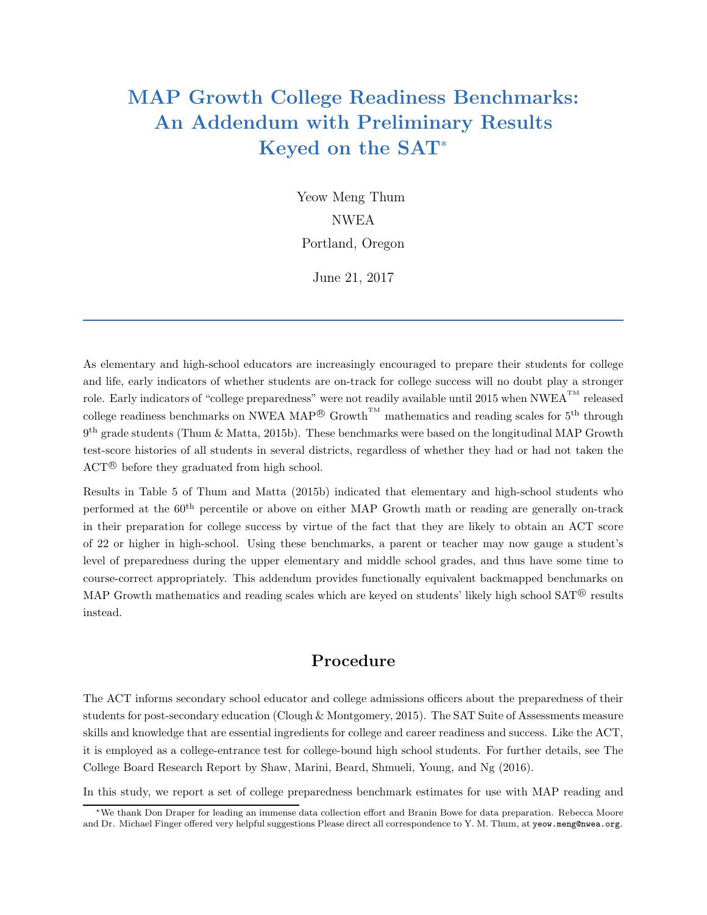# MAP Growth College Readiness Benchmarks: An Addendum with Preliminary Results Keyed on the SAT*

Yeow Meng Thum

NWEA

Portland, Oregon

June 21, 2017

---

As elementary and high-school educators are increasingly encouraged to prepare their students for college and life, early indicators of whether students are on-track for college success will no doubt play a stronger role. Early indicators of "college preparedness" were not readily available until 2015 when NWEA™ released college readiness benchmarks on NWEA MAP® Growth™ mathematics and reading scales for 5th through 9th grade students (Thum & Matta, 2015b). These benchmarks were based on the longitudinal MAP Growth test-score histories of all students in several districts, regardless of whether they had or had not taken the ACT® before they graduated from high school.

Results in Table 5 of Thum and Matta (2015b) indicated that elementary and high-school students who performed at the 60th percentile or above on either MAP Growth math or reading are generally on-track in their preparation for college success by virtue of the fact that they are likely to obtain an ACT score of 22 or higher in high-school. Using these benchmarks, a parent or teacher may now gauge a student's level of preparedness during the upper elementary and middle school grades, and thus have some time to course-correct appropriately. This addendum provides functionally equivalent backmapped benchmarks on MAP Growth mathematics and reading scales which are keyed on students' likely high school SAT® results instead.

## Procedure

The ACT informs secondary school educator and college admissions officers about the preparedness of their students for post-secondary education (Clough & Montgomery, 2015). The SAT Suite of Assessments measure skills and knowledge that are essential ingredients for college and career readiness and success. Like the ACT, it is employed as a college-entrance test for college-bound high school students. For further details, see The College Board Research Report by Shaw, Marini, Beard, Shmueli, Young, and Ng (2016).

In this study, we report a set of college preparedness benchmark estimates for use with MAP reading and

---

*We thank Don Draper for leading an immense data collection effort and Branin Bowe for data preparation. Rebecca Moore and Dr. Michael Finger offered very helpful suggestions Please direct all correspondence to Y. M. Thum, at yeow.meng@nwea.org.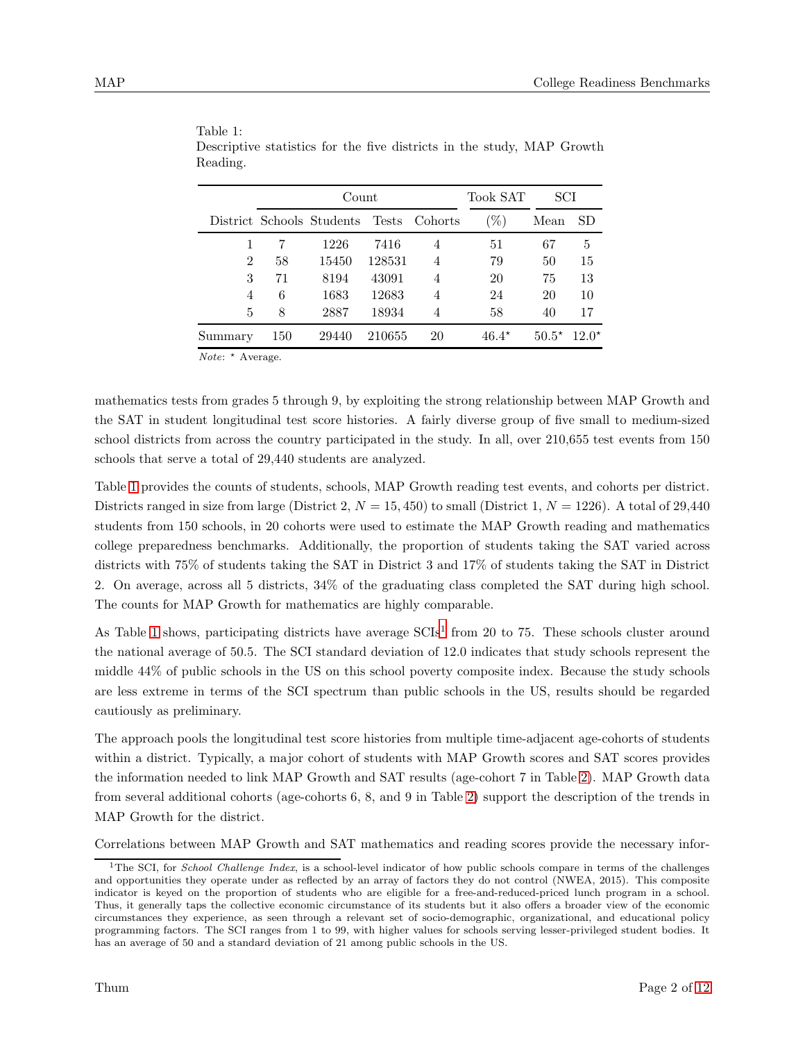Table 1:
Descriptive statistics for the five districts in the study, MAP Growth Reading.

| | Count | | | | Took SAT | SCI | |
|---|---|---|---|---|---|---|---|
| District | Schools | Students | Tests | Cohorts | (%) | Mean | SD |
| 1 | 7 | 1226 | 7416 | 4 | 51 | 67 | 5 |
| 2 | 58 | 15450 | 128531 | 4 | 79 | 50 | 15 |
| 3 | 71 | 8194 | 43091 | 4 | 20 | 75 | 13 |
| 4 | 6 | 1683 | 12683 | 4 | 24 | 20 | 10 |
| 5 | 8 | 2887 | 18934 | 4 | 58 | 40 | 17 |
| Summary | 150 | 29440 | 210655 | 20 | 46.4⋆ | 50.5⋆ | 12.0⋆ |

*Note*: ⋆ Average.

mathematics tests from grades 5 through 9, by exploiting the strong relationship between MAP Growth and the SAT in student longitudinal test score histories. A fairly diverse group of five small to medium-sized school districts from across the country participated in the study. In all, over 210,655 test events from 150 schools that serve a total of 29,440 students are analyzed.

Table 1 provides the counts of students, schools, MAP Growth reading test events, and cohorts per district. Districts ranged in size from large (District 2, $N = 15,450$) to small (District 1, $N = 1226$). A total of 29,440 students from 150 schools, in 20 cohorts were used to estimate the MAP Growth reading and mathematics college preparedness benchmarks. Additionally, the proportion of students taking the SAT varied across districts with 75% of students taking the SAT in District 3 and 17% of students taking the SAT in District 2. On average, across all 5 districts, 34% of the graduating class completed the SAT during high school. The counts for MAP Growth for mathematics are highly comparable.

As Table 1 shows, participating districts have average SCIs[1] from 20 to 75. These schools cluster around the national average of 50.5. The SCI standard deviation of 12.0 indicates that study schools represent the middle 44% of public schools in the US on this school poverty composite index. Because the study schools are less extreme in terms of the SCI spectrum than public schools in the US, results should be regarded cautiously as preliminary.

The approach pools the longitudinal test score histories from multiple time-adjacent age-cohorts of students within a district. Typically, a major cohort of students with MAP Growth scores and SAT scores provides the information needed to link MAP Growth and SAT results (age-cohort 7 in Table 2). MAP Growth data from several additional cohorts (age-cohorts 6, 8, and 9 in Table 2) support the description of the trends in MAP Growth for the district.

Correlations between MAP Growth and SAT mathematics and reading scores provide the necessary infor-

[1] The SCI, for *School Challenge Index*, is a school-level indicator of how public schools compare in terms of the challenges and opportunities they operate under as reflected by an array of factors they do not control (NWEA, 2015). This composite indicator is keyed on the proportion of students who are eligible for a free-and-reduced-priced lunch program in a school. Thus, it generally taps the collective economic circumstance of its students but it also offers a broader view of the economic circumstances they experience, as seen through a relevant set of socio-demographic, organizational, and educational policy programming factors. The SCI ranges from 1 to 99, with higher values for schools serving lesser-privileged student bodies. It has an average of 50 and a standard deviation of 21 among public schools in the US.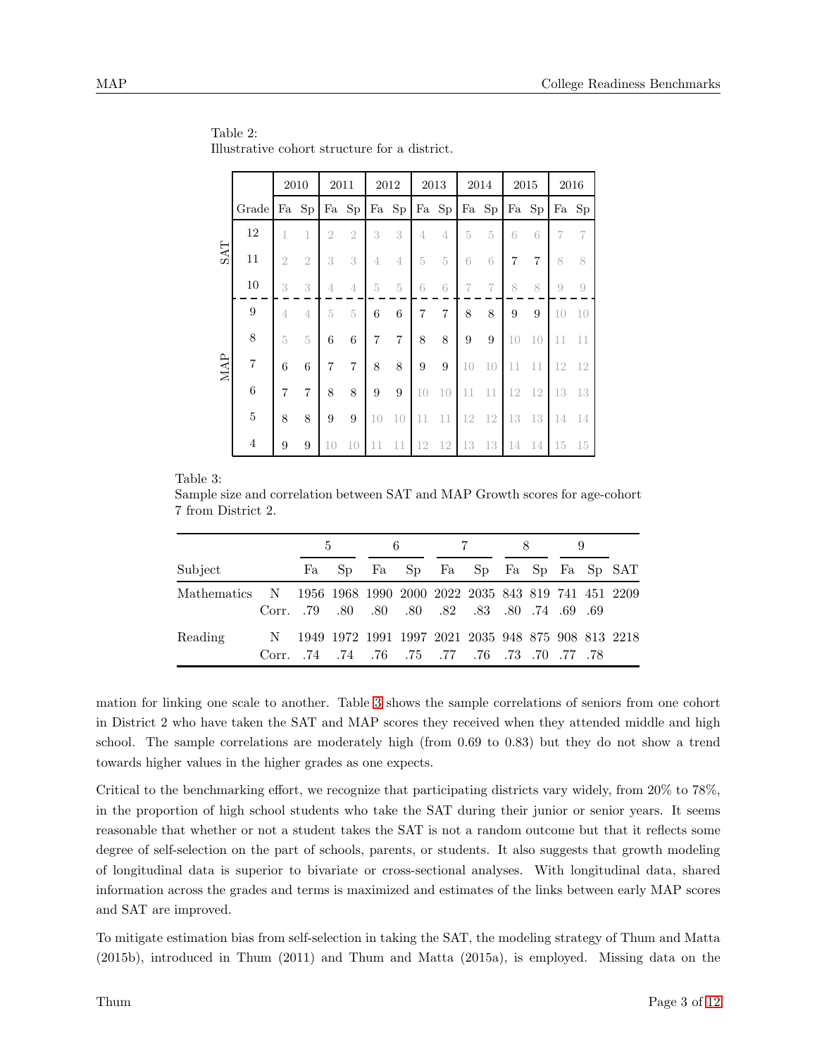Table 2:
Illustrative cohort structure for a district.

| | | 2010 | | 2011 | | 2012 | | 2013 | | 2014 | | 2015 | | 2016 | |
|---|---|---|---|---|---|---|---|---|---|---|---|---|---|---|---|
| | Grade | Fa | Sp | Fa | Sp | Fa | Sp | Fa | Sp | Fa | Sp | Fa | Sp | Fa | Sp |
| SAT | 12 | 1 | 1 | 2 | 2 | 3 | 3 | 4 | 4 | 5 | 5 | 6 | 6 | 7 | 7 |
| | 11 | 2 | 2 | 3 | 3 | 4 | 4 | 5 | 5 | 6 | 6 | 7 | 7 | 8 | 8 |
| | 10 | 3 | 3 | 4 | 4 | 5 | 5 | 6 | 6 | 7 | 7 | 8 | 8 | 9 | 9 |
| MAP | 9 | 4 | 4 | 5 | 5 | 6 | 6 | 7 | 7 | 8 | 8 | 9 | 9 | 10 | 10 |
| | 8 | 5 | 5 | 6 | 6 | 7 | 7 | 8 | 8 | 9 | 9 | 10 | 10 | 11 | 11 |
| | 7 | 6 | 6 | 7 | 7 | 8 | 8 | 9 | 9 | 10 | 10 | 11 | 11 | 12 | 12 |
| | 6 | 7 | 7 | 8 | 8 | 9 | 9 | 10 | 10 | 11 | 11 | 12 | 12 | 13 | 13 |
| | 5 | 8 | 8 | 9 | 9 | 10 | 10 | 11 | 11 | 12 | 12 | 13 | 13 | 14 | 14 |
| | 4 | 9 | 9 | 10 | 10 | 11 | 11 | 12 | 12 | 13 | 13 | 14 | 14 | 15 | 15 |

Table 3:
Sample size and correlation between SAT and MAP Growth scores for age-cohort 7 from District 2.

| | | 5 | | 6 | | 7 | | 8 | | 9 | | |
|---|---|---|---|---|---|---|---|---|---|---|---|---|
| Subject | | Fa | Sp | Fa | Sp | Fa | Sp | Fa | Sp | Fa | Sp | SAT |
| Mathematics | N | 1956 | 1968 | 1990 | 2000 | 2022 | 2035 | 843 | 819 | 741 | 451 | 2209 |
| | Corr. | .79 | .80 | .80 | .80 | .82 | .83 | .80 | .74 | .69 | .69 | |
| Reading | N | 1949 | 1972 | 1991 | 1997 | 2021 | 2035 | 948 | 875 | 908 | 813 | 2218 |
| | Corr. | .74 | .74 | .76 | .75 | .77 | .76 | .73 | .70 | .77 | .78 | |

mation for linking one scale to another. Table 3 shows the sample correlations of seniors from one cohort in District 2 who have taken the SAT and MAP scores they received when they attended middle and high school. The sample correlations are moderately high (from 0.69 to 0.83) but they do not show a trend towards higher values in the higher grades as one expects.

Critical to the benchmarking effort, we recognize that participating districts vary widely, from 20% to 78%, in the proportion of high school students who take the SAT during their junior or senior years. It seems reasonable that whether or not a student takes the SAT is not a random outcome but that it reflects some degree of self-selection on the part of schools, parents, or students. It also suggests that growth modeling of longitudinal data is superior to bivariate or cross-sectional analyses. With longitudinal data, shared information across the grades and terms is maximized and estimates of the links between early MAP scores and SAT are improved.

To mitigate estimation bias from self-selection in taking the SAT, the modeling strategy of Thum and Matta (2015b), introduced in Thum (2011) and Thum and Matta (2015a), is employed. Missing data on the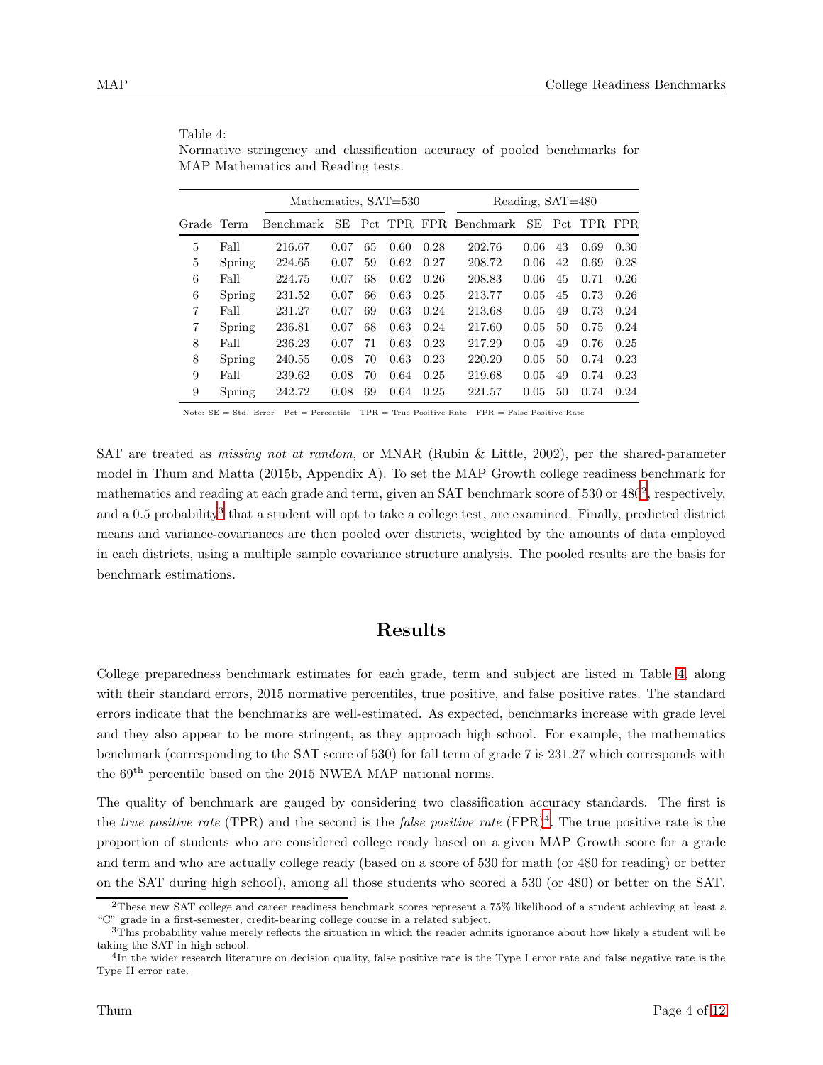Table 4:
Normative stringency and classification accuracy of pooled benchmarks for MAP Mathematics and Reading tests.

| | | Mathematics, SAT=530 | | | | | Reading, SAT=480 | | | | |
|---|---|---|---|---|---|---|---|---|---|---|---|
| Grade | Term | Benchmark | SE | Pct | TPR | FPR | Benchmark | SE | Pct | TPR | FPR |
| 5 | Fall | 216.67 | 0.07 | 65 | 0.60 | 0.28 | 202.76 | 0.06 | 43 | 0.69 | 0.30 |
| 5 | Spring | 224.65 | 0.07 | 59 | 0.62 | 0.27 | 208.72 | 0.06 | 42 | 0.69 | 0.28 |
| 6 | Fall | 224.75 | 0.07 | 68 | 0.62 | 0.26 | 208.83 | 0.06 | 45 | 0.71 | 0.26 |
| 6 | Spring | 231.52 | 0.07 | 66 | 0.63 | 0.25 | 213.77 | 0.05 | 45 | 0.73 | 0.26 |
| 7 | Fall | 231.27 | 0.07 | 69 | 0.63 | 0.24 | 213.68 | 0.05 | 49 | 0.73 | 0.24 |
| 7 | Spring | 236.81 | 0.07 | 68 | 0.63 | 0.24 | 217.60 | 0.05 | 50 | 0.75 | 0.24 |
| 8 | Fall | 236.23 | 0.07 | 71 | 0.63 | 0.23 | 217.29 | 0.05 | 49 | 0.76 | 0.25 |
| 8 | Spring | 240.55 | 0.08 | 70 | 0.63 | 0.23 | 220.20 | 0.05 | 50 | 0.74 | 0.23 |
| 9 | Fall | 239.62 | 0.08 | 70 | 0.64 | 0.25 | 219.68 | 0.05 | 49 | 0.74 | 0.23 |
| 9 | Spring | 242.72 | 0.08 | 69 | 0.64 | 0.25 | 221.57 | 0.05 | 50 | 0.74 | 0.24 |

Note: SE = Std. Error Pct = Percentile TPR = True Positive Rate FPR = False Positive Rate

SAT are treated as *missing not at random*, or MNAR (Rubin & Little, 2002), per the shared-parameter model in Thum and Matta (2015b, Appendix A). To set the MAP Growth college readiness benchmark for mathematics and reading at each grade and term, given an SAT benchmark score of 530 or 480[2], respectively, and a 0.5 probability[3] that a student will opt to take a college test, are examined. Finally, predicted district means and variance-covariances are then pooled over districts, weighted by the amounts of data employed in each districts, using a multiple sample covariance structure analysis. The pooled results are the basis for benchmark estimations.

## Results

College preparedness benchmark estimates for each grade, term and subject are listed in Table 4, along with their standard errors, 2015 normative percentiles, true positive, and false positive rates. The standard errors indicate that the benchmarks are well-estimated. As expected, benchmarks increase with grade level and they also appear to be more stringent, as they approach high school. For example, the mathematics benchmark (corresponding to the SAT score of 530) for fall term of grade 7 is 231.27 which corresponds with the 69$^{\text{th}}$ percentile based on the 2015 NWEA MAP national norms.

The quality of benchmark are gauged by considering two classification accuracy standards. The first is the *true positive rate* (TPR) and the second is the *false positive rate* (FPR)[4]. The true positive rate is the proportion of students who are considered college ready based on a given MAP Growth score for a grade and term and who are actually college ready (based on a score of 530 for math (or 480 for reading) or better on the SAT during high school), among all those students who scored a 530 (or 480) or better on the SAT.

[2] These new SAT college and career readiness benchmark scores represent a 75% likelihood of a student achieving at least a "C" grade in a first-semester, credit-bearing college course in a related subject.

[3] This probability value merely reflects the situation in which the reader admits ignorance about how likely a student will be taking the SAT in high school.

[4] In the wider research literature on decision quality, false positive rate is the Type I error rate and false negative rate is the Type II error rate.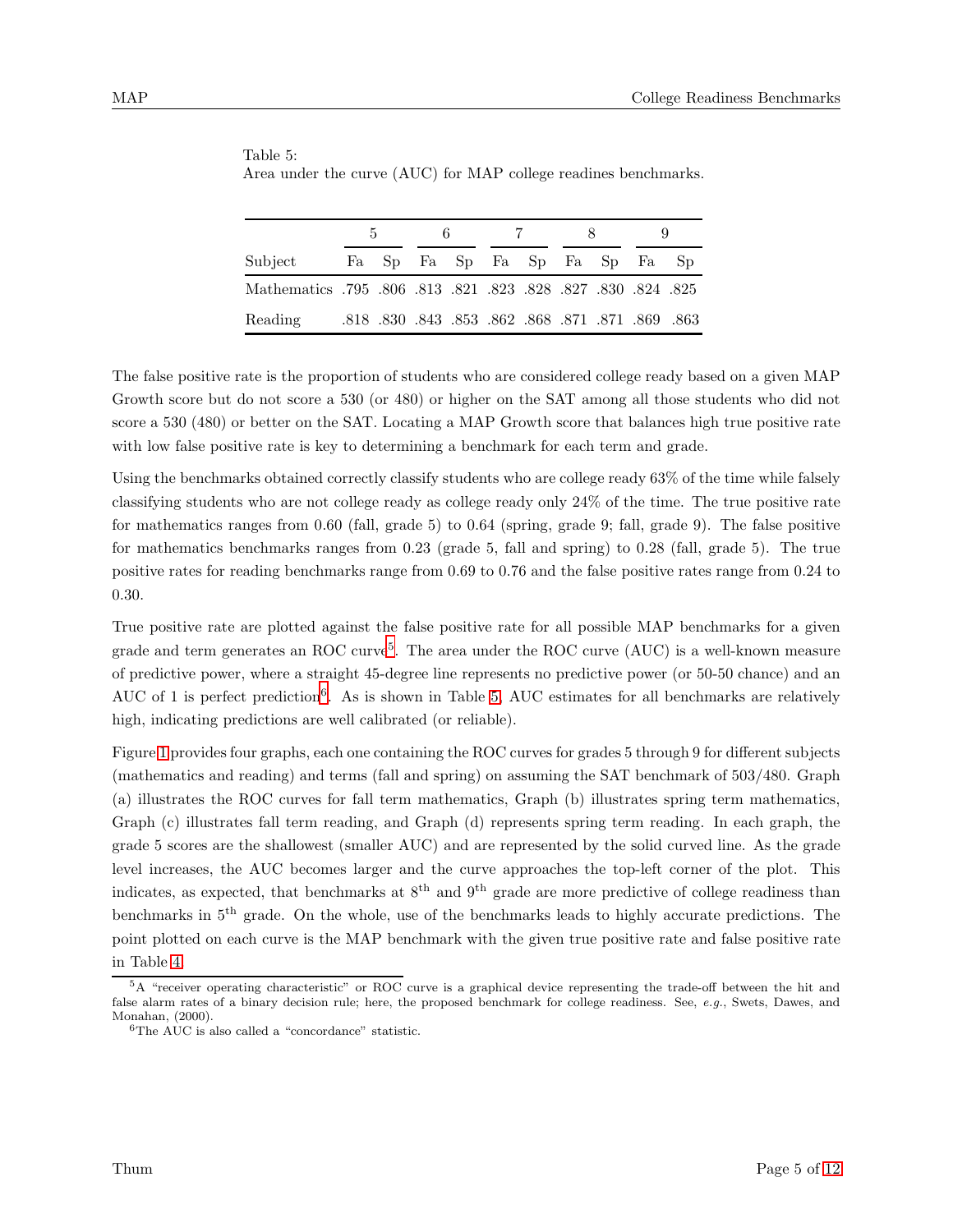Table 5:
Area under the curve (AUC) for MAP college readines benchmarks.

| | 5 | | 6 | | 7 | | 8 | | 9 | |
|---|---|---|---|---|---|---|---|---|---|---|
| Subject | Fa | Sp | Fa | Sp | Fa | Sp | Fa | Sp | Fa | Sp |
| Mathematics | .795 | .806 | .813 | .821 | .823 | .828 | .827 | .830 | .824 | .825 |
| Reading | .818 | .830 | .843 | .853 | .862 | .868 | .871 | .871 | .869 | .863 |

The false positive rate is the proportion of students who are considered college ready based on a given MAP Growth score but do not score a 530 (or 480) or higher on the SAT among all those students who did not score a 530 (480) or better on the SAT. Locating a MAP Growth score that balances high true positive rate with low false positive rate is key to determining a benchmark for each term and grade.

Using the benchmarks obtained correctly classify students who are college ready 63% of the time while falsely classifying students who are not college ready as college ready only 24% of the time. The true positive rate for mathematics ranges from 0.60 (fall, grade 5) to 0.64 (spring, grade 9; fall, grade 9). The false positive for mathematics benchmarks ranges from 0.23 (grade 5, fall and spring) to 0.28 (fall, grade 5). The true positive rates for reading benchmarks range from 0.69 to 0.76 and the false positive rates range from 0.24 to 0.30.

True positive rate are plotted against the false positive rate for all possible MAP benchmarks for a given grade and term generates an ROC curve[5]. The area under the ROC curve (AUC) is a well-known measure of predictive power, where a straight 45-degree line represents no predictive power (or 50-50 chance) and an AUC of 1 is perfect prediction[6]. As is shown in Table 5, AUC estimates for all benchmarks are relatively high, indicating predictions are well calibrated (or reliable).

Figure 1 provides four graphs, each one containing the ROC curves for grades 5 through 9 for different subjects (mathematics and reading) and terms (fall and spring) on assuming the SAT benchmark of 503/480. Graph (a) illustrates the ROC curves for fall term mathematics, Graph (b) illustrates spring term mathematics, Graph (c) illustrates fall term reading, and Graph (d) represents spring term reading. In each graph, the grade 5 scores are the shallowest (smaller AUC) and are represented by the solid curved line. As the grade level increases, the AUC becomes larger and the curve approaches the top-left corner of the plot. This indicates, as expected, that benchmarks at 8th and 9th grade are more predictive of college readiness than benchmarks in 5th grade. On the whole, use of the benchmarks leads to highly accurate predictions. The point plotted on each curve is the MAP benchmark with the given true positive rate and false positive rate in Table 4.

[5] A "receiver operating characteristic" or ROC curve is a graphical device representing the trade-off between the hit and false alarm rates of a binary decision rule; here, the proposed benchmark for college readiness. See, *e.g.*, Swets, Dawes, and Monahan, (2000).

[6] The AUC is also called a "concordance" statistic.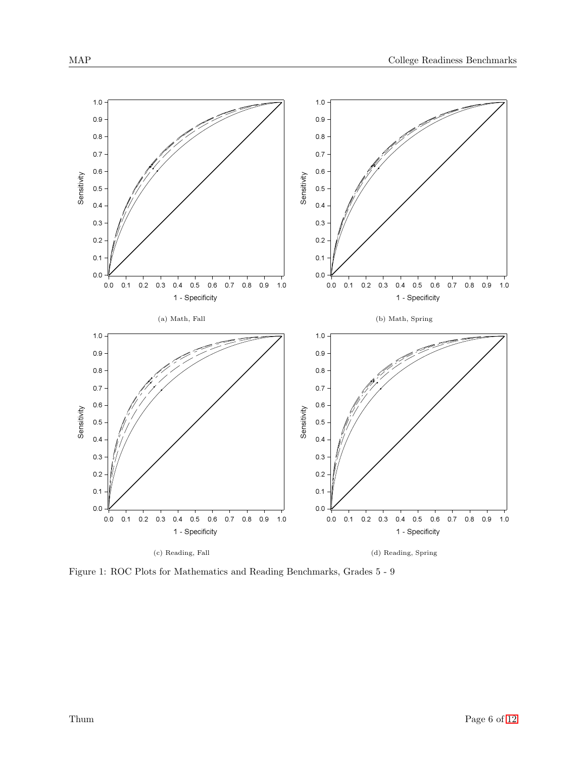(a) Math, Fall

(b) Math, Spring

(c) Reading, Fall

(d) Reading, Spring

Figure 1: ROC Plots for Mathematics and Reading Benchmarks, Grades 5 - 9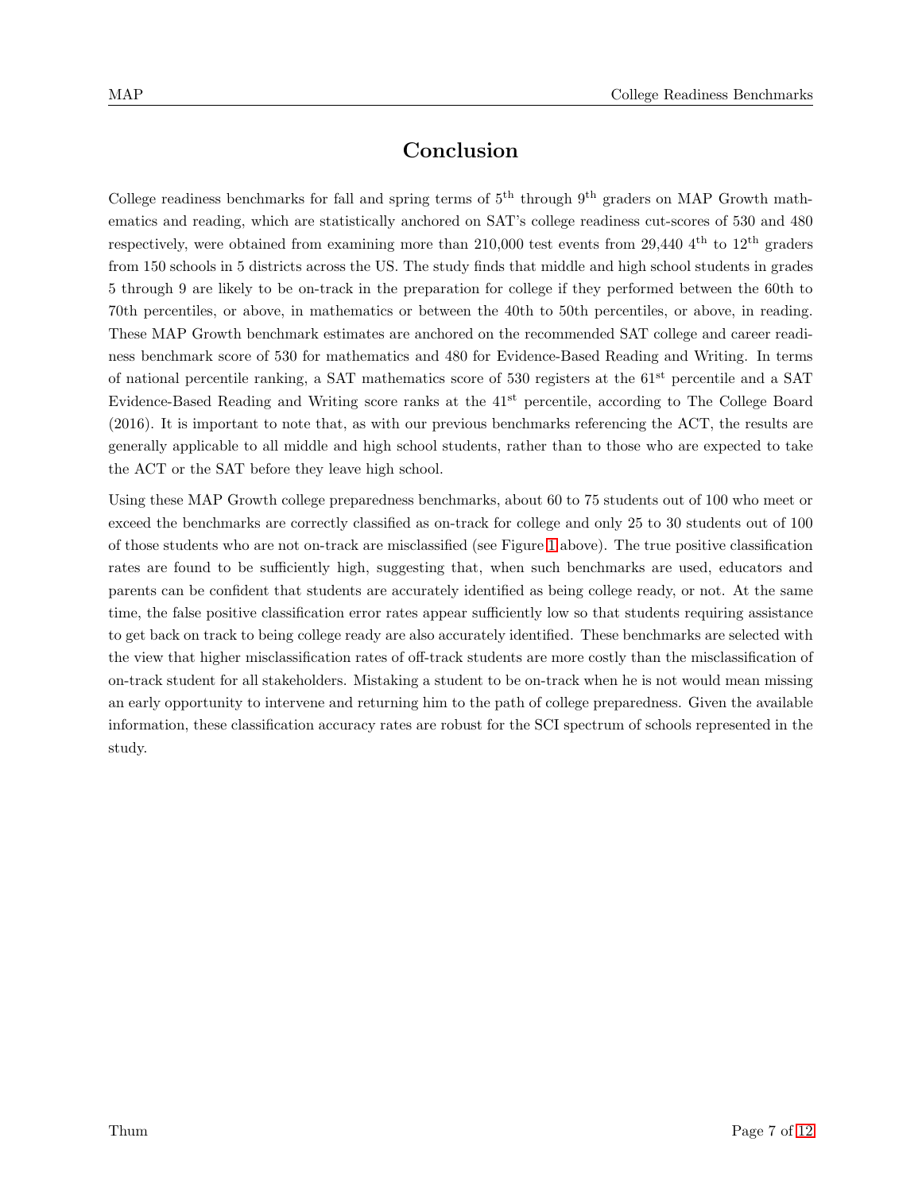# Conclusion

College readiness benchmarks for fall and spring terms of 5th through 9th graders on MAP Growth mathematics and reading, which are statistically anchored on SAT's college readiness cut-scores of 530 and 480 respectively, were obtained from examining more than 210,000 test events from 29,440 4th to 12th graders from 150 schools in 5 districts across the US. The study finds that middle and high school students in grades 5 through 9 are likely to be on-track in the preparation for college if they performed between the 60th to 70th percentiles, or above, in mathematics or between the 40th to 50th percentiles, or above, in reading. These MAP Growth benchmark estimates are anchored on the recommended SAT college and career readiness benchmark score of 530 for mathematics and 480 for Evidence-Based Reading and Writing. In terms of national percentile ranking, a SAT mathematics score of 530 registers at the 61st percentile and a SAT Evidence-Based Reading and Writing score ranks at the 41st percentile, according to The College Board (2016). It is important to note that, as with our previous benchmarks referencing the ACT, the results are generally applicable to all middle and high school students, rather than to those who are expected to take the ACT or the SAT before they leave high school.

Using these MAP Growth college preparedness benchmarks, about 60 to 75 students out of 100 who meet or exceed the benchmarks are correctly classified as on-track for college and only 25 to 30 students out of 100 of those students who are not on-track are misclassified (see Figure 1 above). The true positive classification rates are found to be sufficiently high, suggesting that, when such benchmarks are used, educators and parents can be confident that students are accurately identified as being college ready, or not. At the same time, the false positive classification error rates appear sufficiently low so that students requiring assistance to get back on track to being college ready are also accurately identified. These benchmarks are selected with the view that higher misclassification rates of off-track students are more costly than the misclassification of on-track student for all stakeholders. Mistaking a student to be on-track when he is not would mean missing an early opportunity to intervene and returning him to the path of college preparedness. Given the available information, these classification accuracy rates are robust for the SCI spectrum of schools represented in the study.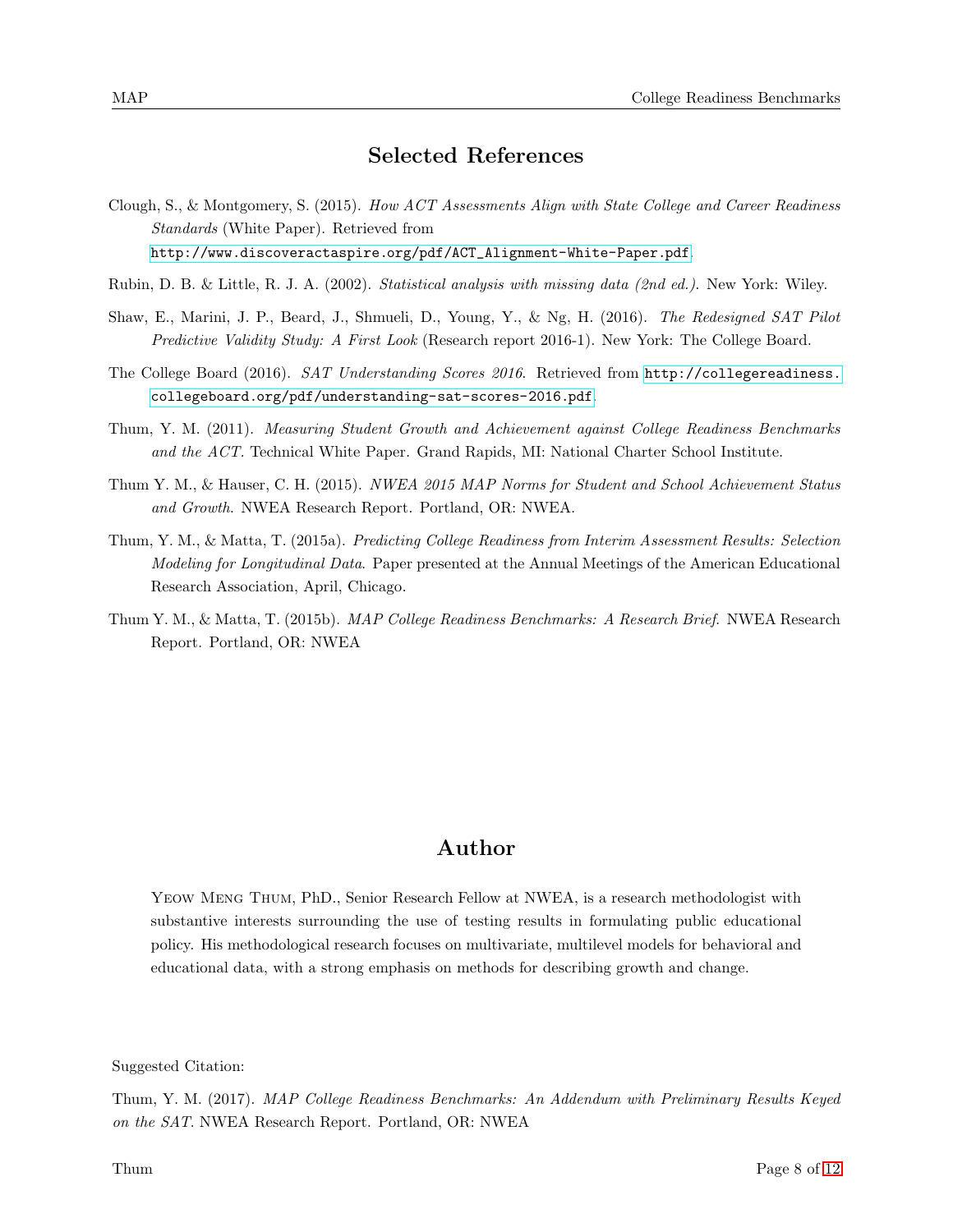## Selected References

Clough, S., & Montgomery, S. (2015). *How ACT Assessments Align with State College and Career Readiness Standards* (White Paper). Retrieved from http://www.discoveractaspire.org/pdf/ACT_Alignment-White-Paper.pdf.

Rubin, D. B. & Little, R. J. A. (2002). *Statistical analysis with missing data (2nd ed.).* New York: Wiley.

Shaw, E., Marini, J. P., Beard, J., Shmueli, D., Young, Y., & Ng, H. (2016). *The Redesigned SAT Pilot Predictive Validity Study: A First Look* (Research report 2016-1). New York: The College Board.

The College Board (2016). *SAT Understanding Scores 2016*. Retrieved from http://collegereadiness.collegeboard.org/pdf/understanding-sat-scores-2016.pdf.

Thum, Y. M. (2011). *Measuring Student Growth and Achievement against College Readiness Benchmarks and the ACT.* Technical White Paper. Grand Rapids, MI: National Charter School Institute.

Thum Y. M., & Hauser, C. H. (2015). *NWEA 2015 MAP Norms for Student and School Achievement Status and Growth*. NWEA Research Report. Portland, OR: NWEA.

Thum, Y. M., & Matta, T. (2015a). *Predicting College Readiness from Interim Assessment Results: Selection Modeling for Longitudinal Data*. Paper presented at the Annual Meetings of the American Educational Research Association, April, Chicago.

Thum Y. M., & Matta, T. (2015b). *MAP College Readiness Benchmarks: A Research Brief*. NWEA Research Report. Portland, OR: NWEA

## Author

Yeow Meng Thum, PhD., Senior Research Fellow at NWEA, is a research methodologist with substantive interests surrounding the use of testing results in formulating public educational policy. His methodological research focuses on multivariate, multilevel models for behavioral and educational data, with a strong emphasis on methods for describing growth and change.

Suggested Citation:

Thum, Y. M. (2017). *MAP College Readiness Benchmarks: An Addendum with Preliminary Results Keyed on the SAT*. NWEA Research Report. Portland, OR: NWEA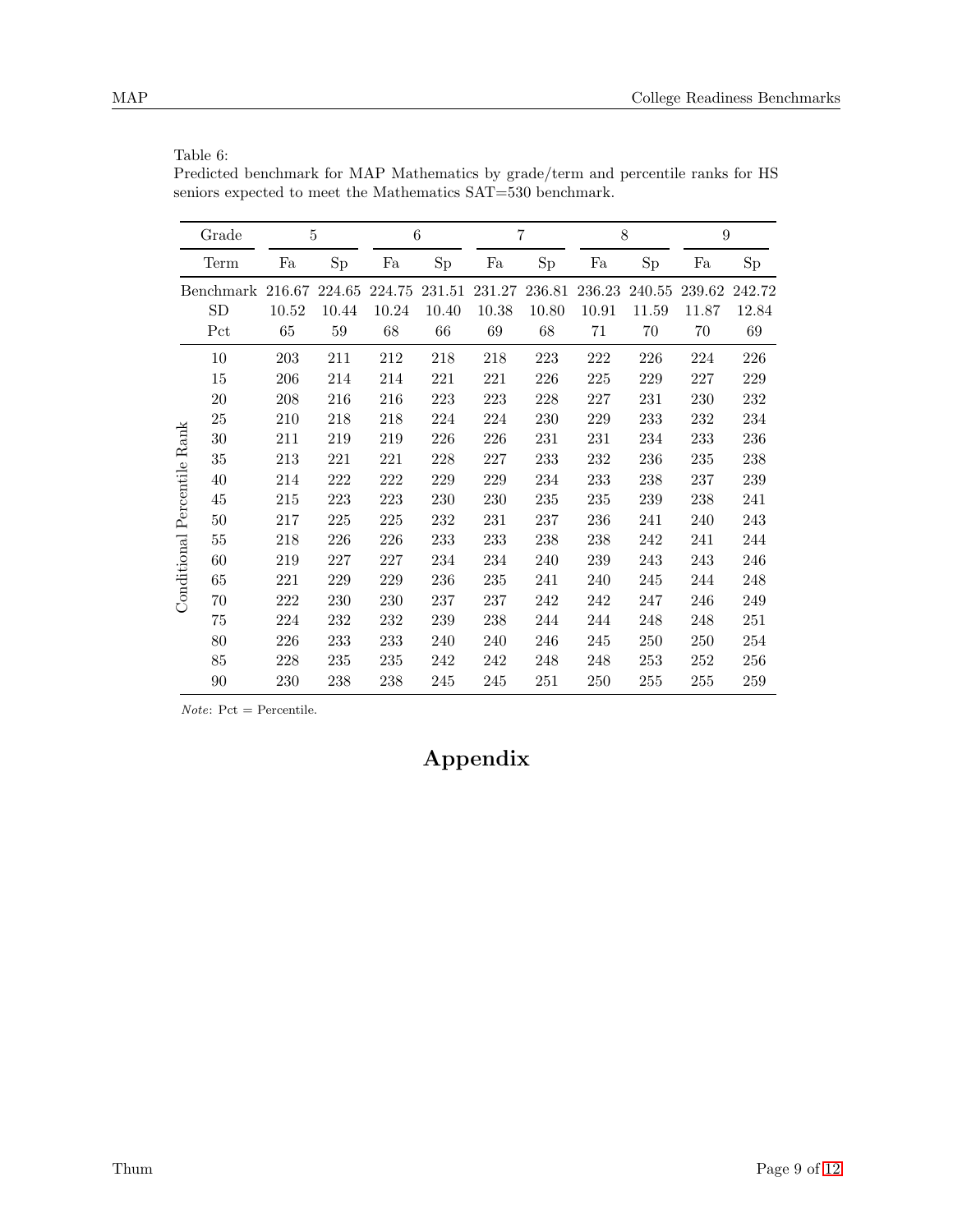Table 6:
Predicted benchmark for MAP Mathematics by grade/term and percentile ranks for HS seniors expected to meet the Mathematics SAT=530 benchmark.

| | Grade | 5 | | 6 | | 7 | | 8 | | 9 | |
|---|---|---|---|---|---|---|---|---|---|---|---|
| | Term | Fa | Sp | Fa | Sp | Fa | Sp | Fa | Sp | Fa | Sp |
| | Benchmark | 216.67 | 224.65 | 224.75 | 231.51 | 231.27 | 236.81 | 236.23 | 240.55 | 239.62 | 242.72 |
| | SD | 10.52 | 10.44 | 10.24 | 10.40 | 10.38 | 10.80 | 10.91 | 11.59 | 11.87 | 12.84 |
| | Pct | 65 | 59 | 68 | 66 | 69 | 68 | 71 | 70 | 70 | 69 |
| Conditional Percentile Rank | 10 | 203 | 211 | 212 | 218 | 218 | 223 | 222 | 226 | 224 | 226 |
| | 15 | 206 | 214 | 214 | 221 | 221 | 226 | 225 | 229 | 227 | 229 |
| | 20 | 208 | 216 | 216 | 223 | 223 | 228 | 227 | 231 | 230 | 232 |
| | 25 | 210 | 218 | 218 | 224 | 224 | 230 | 229 | 233 | 232 | 234 |
| | 30 | 211 | 219 | 219 | 226 | 226 | 231 | 231 | 234 | 233 | 236 |
| | 35 | 213 | 221 | 221 | 228 | 227 | 233 | 232 | 236 | 235 | 238 |
| | 40 | 214 | 222 | 222 | 229 | 229 | 234 | 233 | 238 | 237 | 239 |
| | 45 | 215 | 223 | 223 | 230 | 230 | 235 | 235 | 239 | 238 | 241 |
| | 50 | 217 | 225 | 225 | 232 | 231 | 237 | 236 | 241 | 240 | 243 |
| | 55 | 218 | 226 | 226 | 233 | 233 | 238 | 238 | 242 | 241 | 244 |
| | 60 | 219 | 227 | 227 | 234 | 234 | 240 | 239 | 243 | 243 | 246 |
| | 65 | 221 | 229 | 229 | 236 | 235 | 241 | 240 | 245 | 244 | 248 |
| | 70 | 222 | 230 | 230 | 237 | 237 | 242 | 242 | 247 | 246 | 249 |
| | 75 | 224 | 232 | 232 | 239 | 238 | 244 | 244 | 248 | 248 | 251 |
| | 80 | 226 | 233 | 233 | 240 | 240 | 246 | 245 | 250 | 250 | 254 |
| | 85 | 228 | 235 | 235 | 242 | 242 | 248 | 248 | 253 | 252 | 256 |
| | 90 | 230 | 238 | 238 | 245 | 245 | 251 | 250 | 255 | 255 | 259 |

*Note*: Pct = Percentile.

# Appendix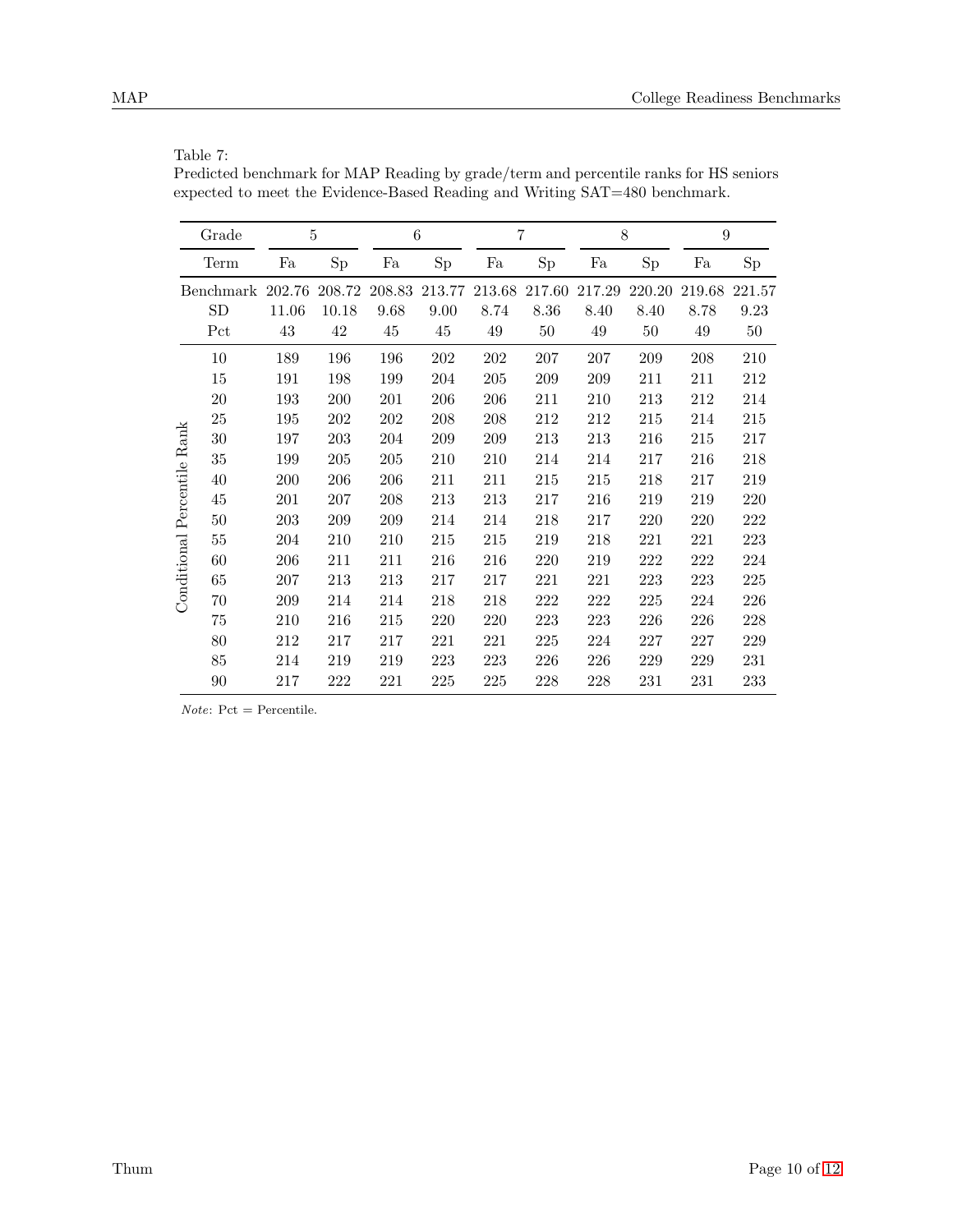Table 7:
Predicted benchmark for MAP Reading by grade/term and percentile ranks for HS seniors expected to meet the Evidence-Based Reading and Writing SAT=480 benchmark.

| | Grade | 5 | | 6 | | 7 | | 8 | | 9 | |
|---|---|---|---|---|---|---|---|---|---|---|---|
| | Term | Fa | Sp | Fa | Sp | Fa | Sp | Fa | Sp | Fa | Sp |
| | Benchmark | 202.76 | 208.72 | 208.83 | 213.77 | 213.68 | 217.60 | 217.29 | 220.20 | 219.68 | 221.57 |
| | SD | 11.06 | 10.18 | 9.68 | 9.00 | 8.74 | 8.36 | 8.40 | 8.40 | 8.78 | 9.23 |
| | Pct | 43 | 42 | 45 | 45 | 49 | 50 | 49 | 50 | 49 | 50 |
| Conditional Percentile Rank | 10 | 189 | 196 | 196 | 202 | 202 | 207 | 207 | 209 | 208 | 210 |
| | 15 | 191 | 198 | 199 | 204 | 205 | 209 | 209 | 211 | 211 | 212 |
| | 20 | 193 | 200 | 201 | 206 | 206 | 211 | 210 | 213 | 212 | 214 |
| | 25 | 195 | 202 | 202 | 208 | 208 | 212 | 212 | 215 | 214 | 215 |
| | 30 | 197 | 203 | 204 | 209 | 209 | 213 | 213 | 216 | 215 | 217 |
| | 35 | 199 | 205 | 205 | 210 | 210 | 214 | 214 | 217 | 216 | 218 |
| | 40 | 200 | 206 | 206 | 211 | 211 | 215 | 215 | 218 | 217 | 219 |
| | 45 | 201 | 207 | 208 | 213 | 213 | 217 | 216 | 219 | 219 | 220 |
| | 50 | 203 | 209 | 209 | 214 | 214 | 218 | 217 | 220 | 220 | 222 |
| | 55 | 204 | 210 | 210 | 215 | 215 | 219 | 218 | 221 | 221 | 223 |
| | 60 | 206 | 211 | 211 | 216 | 216 | 220 | 219 | 222 | 222 | 224 |
| | 65 | 207 | 213 | 213 | 217 | 217 | 221 | 221 | 223 | 223 | 225 |
| | 70 | 209 | 214 | 214 | 218 | 218 | 222 | 222 | 225 | 224 | 226 |
| | 75 | 210 | 216 | 215 | 220 | 220 | 223 | 223 | 226 | 226 | 228 |
| | 80 | 212 | 217 | 217 | 221 | 221 | 225 | 224 | 227 | 227 | 229 |
| | 85 | 214 | 219 | 219 | 223 | 223 | 226 | 226 | 229 | 229 | 231 |
| | 90 | 217 | 222 | 221 | 225 | 225 | 228 | 228 | 231 | 231 | 233 |

*Note*: Pct = Percentile.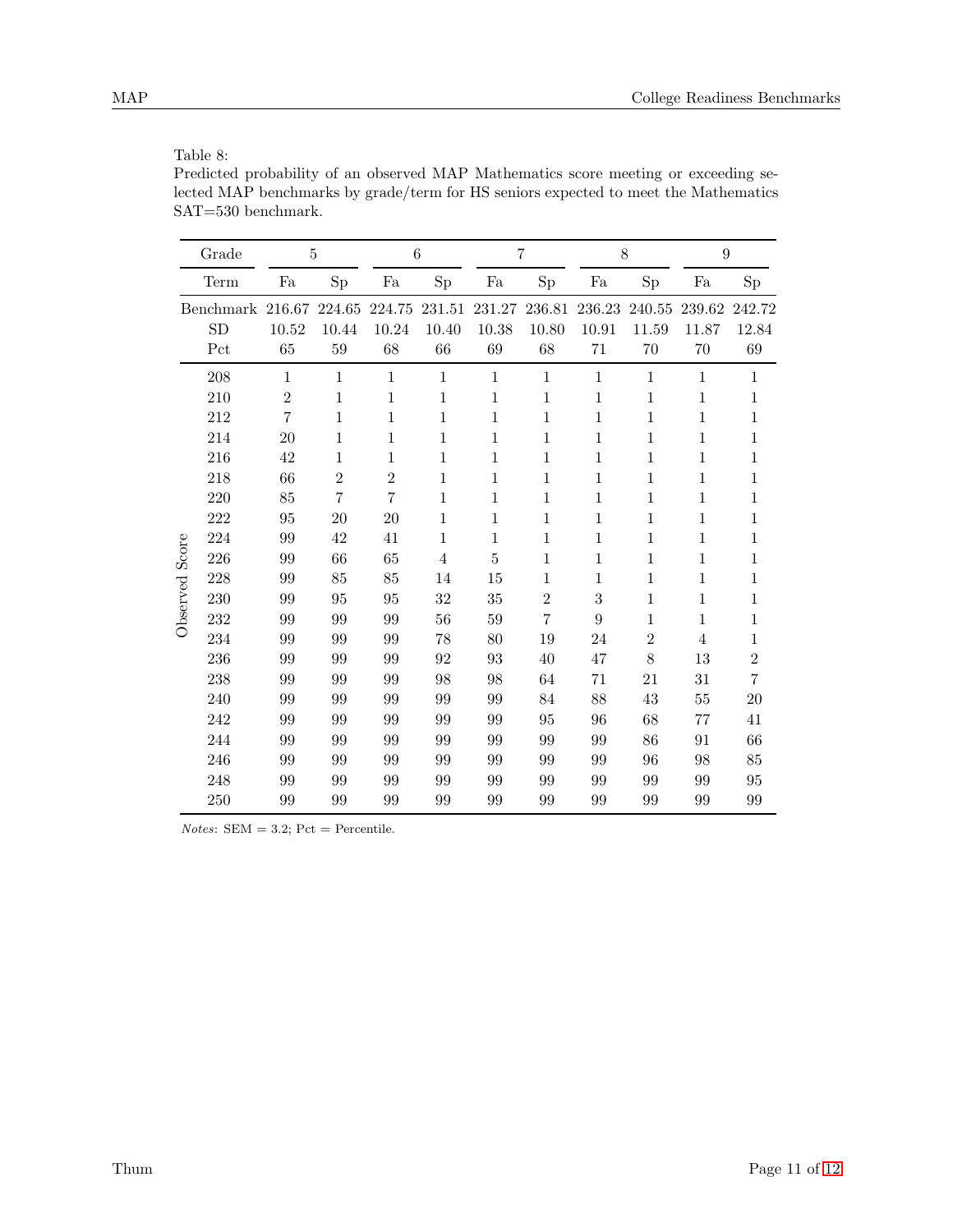Table 8:
Predicted probability of an observed MAP Mathematics score meeting or exceeding selected MAP benchmarks by grade/term for HS seniors expected to meet the Mathematics SAT=530 benchmark.

| | Grade | 5 | | 6 | | 7 | | 8 | | 9 | |
|---|---|---|---|---|---|---|---|---|---|---|---|
| | Term | Fa | Sp | Fa | Sp | Fa | Sp | Fa | Sp | Fa | Sp |
| | Benchmark | 216.67 | 224.65 | 224.75 | 231.51 | 231.27 | 236.81 | 236.23 | 240.55 | 239.62 | 242.72 |
| | SD | 10.52 | 10.44 | 10.24 | 10.40 | 10.38 | 10.80 | 10.91 | 11.59 | 11.87 | 12.84 |
| | Pct | 65 | 59 | 68 | 66 | 69 | 68 | 71 | 70 | 70 | 69 |
| Observed Score | 208 | 1 | 1 | 1 | 1 | 1 | 1 | 1 | 1 | 1 | 1 |
| | 210 | 2 | 1 | 1 | 1 | 1 | 1 | 1 | 1 | 1 | 1 |
| | 212 | 7 | 1 | 1 | 1 | 1 | 1 | 1 | 1 | 1 | 1 |
| | 214 | 20 | 1 | 1 | 1 | 1 | 1 | 1 | 1 | 1 | 1 |
| | 216 | 42 | 1 | 1 | 1 | 1 | 1 | 1 | 1 | 1 | 1 |
| | 218 | 66 | 2 | 2 | 1 | 1 | 1 | 1 | 1 | 1 | 1 |
| | 220 | 85 | 7 | 7 | 1 | 1 | 1 | 1 | 1 | 1 | 1 |
| | 222 | 95 | 20 | 20 | 1 | 1 | 1 | 1 | 1 | 1 | 1 |
| | 224 | 99 | 42 | 41 | 1 | 1 | 1 | 1 | 1 | 1 | 1 |
| | 226 | 99 | 66 | 65 | 4 | 5 | 1 | 1 | 1 | 1 | 1 |
| | 228 | 99 | 85 | 85 | 14 | 15 | 1 | 1 | 1 | 1 | 1 |
| | 230 | 99 | 95 | 95 | 32 | 35 | 2 | 3 | 1 | 1 | 1 |
| | 232 | 99 | 99 | 99 | 56 | 59 | 7 | 9 | 1 | 1 | 1 |
| | 234 | 99 | 99 | 99 | 78 | 80 | 19 | 24 | 2 | 4 | 1 |
| | 236 | 99 | 99 | 99 | 92 | 93 | 40 | 47 | 8 | 13 | 2 |
| | 238 | 99 | 99 | 99 | 98 | 98 | 64 | 71 | 21 | 31 | 7 |
| | 240 | 99 | 99 | 99 | 99 | 99 | 84 | 88 | 43 | 55 | 20 |
| | 242 | 99 | 99 | 99 | 99 | 99 | 95 | 96 | 68 | 77 | 41 |
| | 244 | 99 | 99 | 99 | 99 | 99 | 99 | 99 | 86 | 91 | 66 |
| | 246 | 99 | 99 | 99 | 99 | 99 | 99 | 99 | 96 | 98 | 85 |
| | 248 | 99 | 99 | 99 | 99 | 99 | 99 | 99 | 99 | 99 | 95 |
| | 250 | 99 | 99 | 99 | 99 | 99 | 99 | 99 | 99 | 99 | 99 |

*Notes*: SEM = 3.2; Pct = Percentile.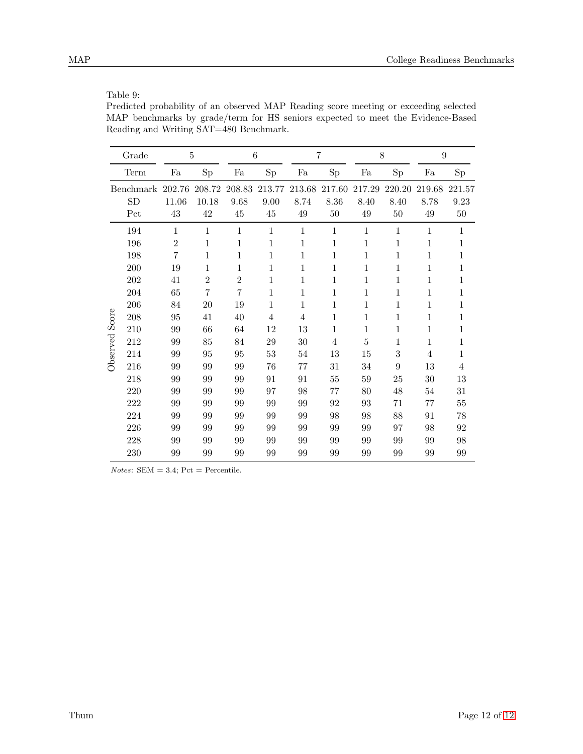Table 9:
Predicted probability of an observed MAP Reading score meeting or exceeding selected MAP benchmarks by grade/term for HS seniors expected to meet the Evidence-Based Reading and Writing SAT=480 Benchmark.

| | Grade | 5 | | 6 | | 7 | | 8 | | 9 | |
|---|---|---|---|---|---|---|---|---|---|---|---|
| | Term | Fa | Sp | Fa | Sp | Fa | Sp | Fa | Sp | Fa | Sp |
| | Benchmark | 202.76 | 208.72 | 208.83 | 213.77 | 213.68 | 217.60 | 217.29 | 220.20 | 219.68 | 221.57 |
| | SD | 11.06 | 10.18 | 9.68 | 9.00 | 8.74 | 8.36 | 8.40 | 8.40 | 8.78 | 9.23 |
| | Pct | 43 | 42 | 45 | 45 | 49 | 50 | 49 | 50 | 49 | 50 |
| Observed Score | 194 | 1 | 1 | 1 | 1 | 1 | 1 | 1 | 1 | 1 | 1 |
| | 196 | 2 | 1 | 1 | 1 | 1 | 1 | 1 | 1 | 1 | 1 |
| | 198 | 7 | 1 | 1 | 1 | 1 | 1 | 1 | 1 | 1 | 1 |
| | 200 | 19 | 1 | 1 | 1 | 1 | 1 | 1 | 1 | 1 | 1 |
| | 202 | 41 | 2 | 2 | 1 | 1 | 1 | 1 | 1 | 1 | 1 |
| | 204 | 65 | 7 | 7 | 1 | 1 | 1 | 1 | 1 | 1 | 1 |
| | 206 | 84 | 20 | 19 | 1 | 1 | 1 | 1 | 1 | 1 | 1 |
| | 208 | 95 | 41 | 40 | 4 | 4 | 1 | 1 | 1 | 1 | 1 |
| | 210 | 99 | 66 | 64 | 12 | 13 | 1 | 1 | 1 | 1 | 1 |
| | 212 | 99 | 85 | 84 | 29 | 30 | 4 | 5 | 1 | 1 | 1 |
| | 214 | 99 | 95 | 95 | 53 | 54 | 13 | 15 | 3 | 4 | 1 |
| | 216 | 99 | 99 | 99 | 76 | 77 | 31 | 34 | 9 | 13 | 4 |
| | 218 | 99 | 99 | 99 | 91 | 91 | 55 | 59 | 25 | 30 | 13 |
| | 220 | 99 | 99 | 99 | 97 | 98 | 77 | 80 | 48 | 54 | 31 |
| | 222 | 99 | 99 | 99 | 99 | 99 | 92 | 93 | 71 | 77 | 55 |
| | 224 | 99 | 99 | 99 | 99 | 99 | 98 | 98 | 88 | 91 | 78 |
| | 226 | 99 | 99 | 99 | 99 | 99 | 99 | 99 | 97 | 98 | 92 |
| | 228 | 99 | 99 | 99 | 99 | 99 | 99 | 99 | 99 | 99 | 98 |
| | 230 | 99 | 99 | 99 | 99 | 99 | 99 | 99 | 99 | 99 | 99 |

*Notes*: SEM = 3.4; Pct = Percentile.